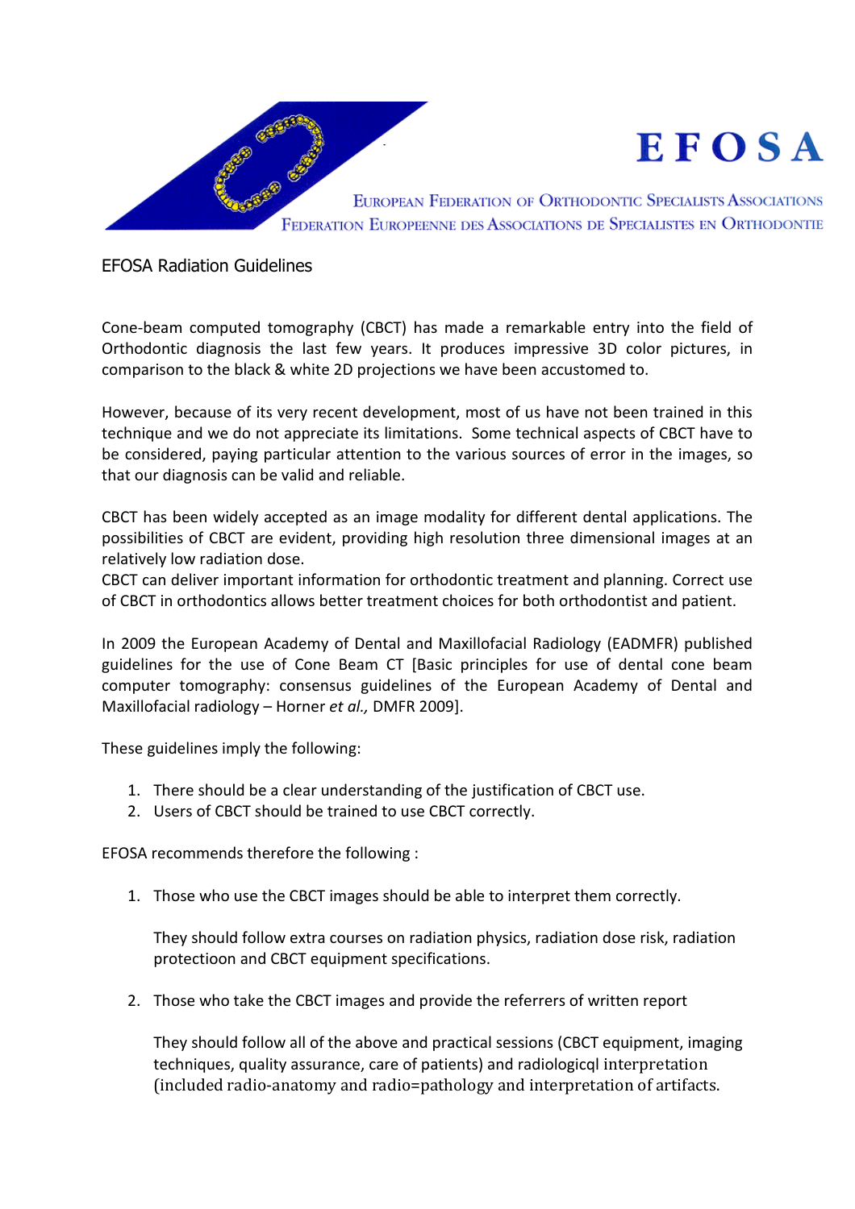# EFOSA

EUROPEAN FEDERATION OF ORTHODONTIC SPECIALISTS ASSOCIATIONS

FEDERATION EUROPEENNE DES ASSOCIATIONS DE SPECIALISTES EN ORTHODONTIE

## EFOSA Radiation Guidelines

Cone-beam computed tomography (CBCT) has made a remarkable entry into the field of Orthodontic diagnosis the last few years. It produces impressive 3D color pictures, in comparison to the black & white 2D projections we have been accustomed to.

However, because of its very recent development, most of us have not been trained in this technique and we do not appreciate its limitations. Some technical aspects of CBCT have to be considered, paying particular attention to the various sources of error in the images, so that our diagnosis can be valid and reliable.

CBCT has been widely accepted as an image modality for different dental applications. The possibilities of CBCT are evident, providing high resolution three dimensional images at an relatively low radiation dose.
CBCT can deliver important information for orthodontic treatment and planning. Correct use of CBCT in orthodontics allows better treatment choices for both orthodontist and patient.

In 2009 the European Academy of Dental and Maxillofacial Radiology (EADMFR) published guidelines for the use of Cone Beam CT [Basic principles for use of dental cone beam computer tomography: consensus guidelines of the European Academy of Dental and Maxillofacial radiology – Horner *et al.,* DMFR 2009].

These guidelines imply the following:

1. There should be a clear understanding of the justification of CBCT use.
2. Users of CBCT should be trained to use CBCT correctly.

EFOSA recommends therefore the following :

1. Those who use the CBCT images should be able to interpret them correctly.

   They should follow extra courses on radiation physics, radiation dose risk, radiation protectioon and CBCT equipment specifications.

2. Those who take the CBCT images and provide the referrers of written report

   They should follow all of the above and practical sessions (CBCT equipment, imaging techniques, quality assurance, care of patients) and radiologicql interpretation (included radio-anatomy and radio=pathology and interpretation of artifacts.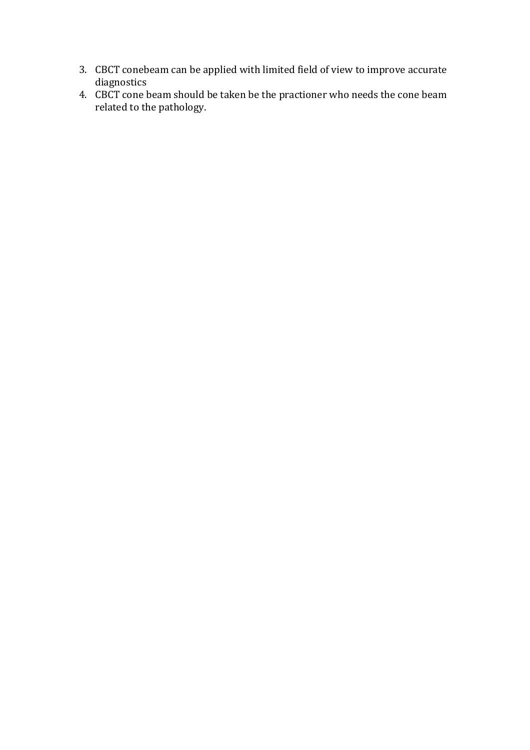3. CBCT conebeam can be applied with limited field of view to improve accurate diagnostics
4. CBCT cone beam should be taken be the practioner who needs the cone beam related to the pathology.